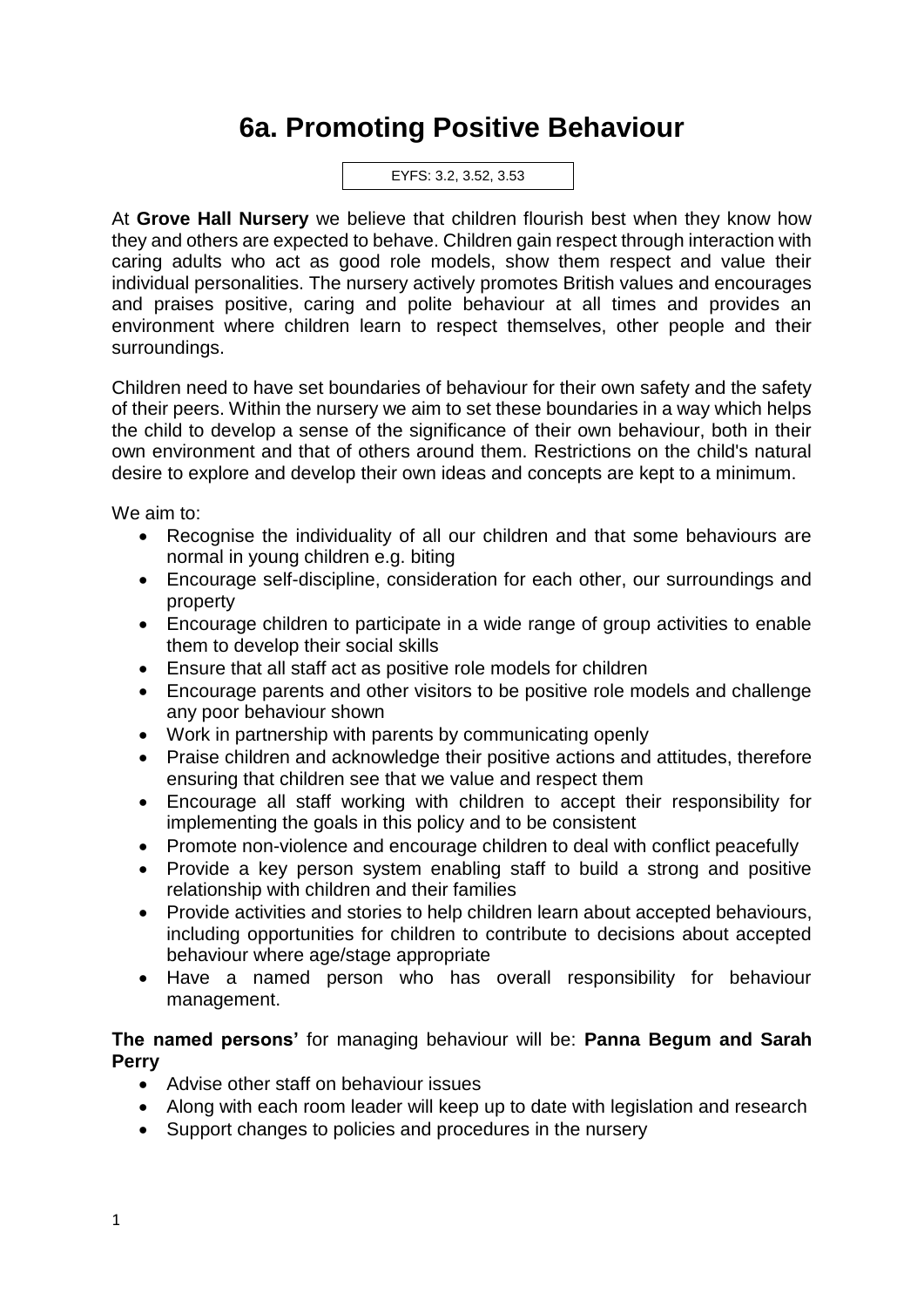# 6a. Promoting Positive Behaviour

EYFS: 3.2, 3.52, 3.53

At **Grove Hall Nursery** we believe that children flourish best when they know how they and others are expected to behave. Children gain respect through interaction with caring adults who act as good role models, show them respect and value their individual personalities. The nursery actively promotes British values and encourages and praises positive, caring and polite behaviour at all times and provides an environment where children learn to respect themselves, other people and their surroundings.

Children need to have set boundaries of behaviour for their own safety and the safety of their peers. Within the nursery we aim to set these boundaries in a way which helps the child to develop a sense of the significance of their own behaviour, both in their own environment and that of others around them. Restrictions on the child's natural desire to explore and develop their own ideas and concepts are kept to a minimum.

We aim to:

- Recognise the individuality of all our children and that some behaviours are normal in young children e.g. biting
- Encourage self-discipline, consideration for each other, our surroundings and property
- Encourage children to participate in a wide range of group activities to enable them to develop their social skills
- Ensure that all staff act as positive role models for children
- Encourage parents and other visitors to be positive role models and challenge any poor behaviour shown
- Work in partnership with parents by communicating openly
- Praise children and acknowledge their positive actions and attitudes, therefore ensuring that children see that we value and respect them
- Encourage all staff working with children to accept their responsibility for implementing the goals in this policy and to be consistent
- Promote non-violence and encourage children to deal with conflict peacefully
- Provide a key person system enabling staff to build a strong and positive relationship with children and their families
- Provide activities and stories to help children learn about accepted behaviours, including opportunities for children to contribute to decisions about accepted behaviour where age/stage appropriate
- Have a named person who has overall responsibility for behaviour management.

**The named persons'** for managing behaviour will be: **Panna Begum and Sarah Perry**

- Advise other staff on behaviour issues
- Along with each room leader will keep up to date with legislation and research
- Support changes to policies and procedures in the nursery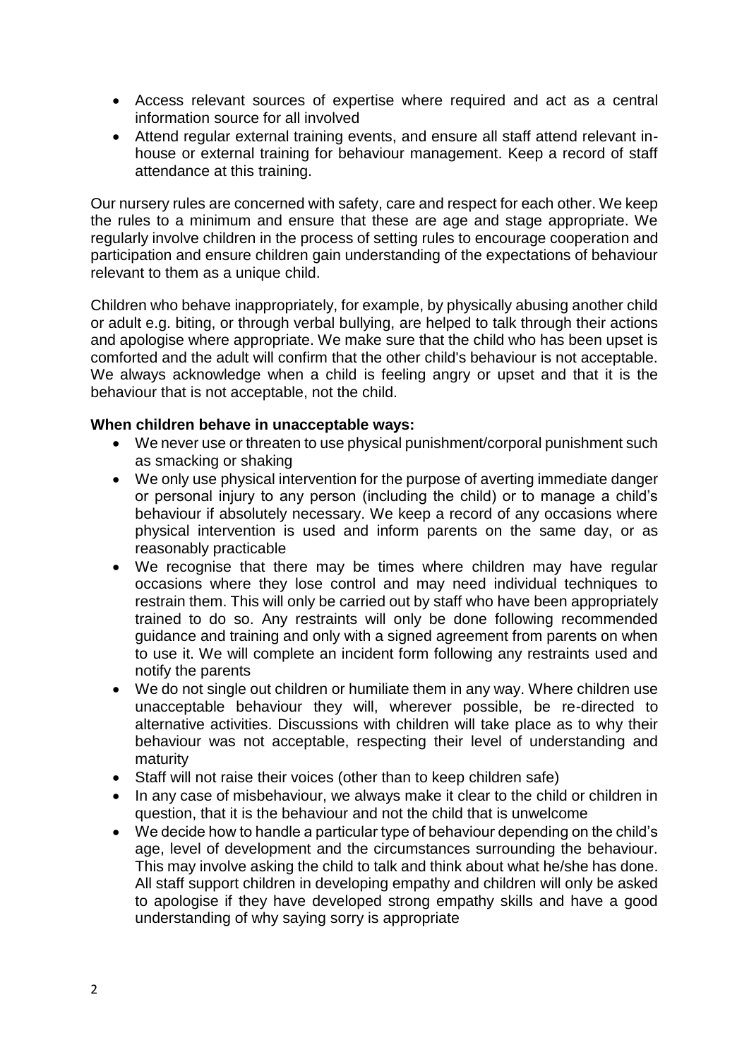- Access relevant sources of expertise where required and act as a central information source for all involved
- Attend regular external training events, and ensure all staff attend relevant in-house or external training for behaviour management. Keep a record of staff attendance at this training.

Our nursery rules are concerned with safety, care and respect for each other. We keep the rules to a minimum and ensure that these are age and stage appropriate. We regularly involve children in the process of setting rules to encourage cooperation and participation and ensure children gain understanding of the expectations of behaviour relevant to them as a unique child.

Children who behave inappropriately, for example, by physically abusing another child or adult e.g. biting, or through verbal bullying, are helped to talk through their actions and apologise where appropriate. We make sure that the child who has been upset is comforted and the adult will confirm that the other child's behaviour is not acceptable. We always acknowledge when a child is feeling angry or upset and that it is the behaviour that is not acceptable, not the child.

**When children behave in unacceptable ways:**

- We never use or threaten to use physical punishment/corporal punishment such as smacking or shaking
- We only use physical intervention for the purpose of averting immediate danger or personal injury to any person (including the child) or to manage a child's behaviour if absolutely necessary. We keep a record of any occasions where physical intervention is used and inform parents on the same day, or as reasonably practicable
- We recognise that there may be times where children may have regular occasions where they lose control and may need individual techniques to restrain them. This will only be carried out by staff who have been appropriately trained to do so. Any restraints will only be done following recommended guidance and training and only with a signed agreement from parents on when to use it. We will complete an incident form following any restraints used and notify the parents
- We do not single out children or humiliate them in any way. Where children use unacceptable behaviour they will, wherever possible, be re-directed to alternative activities. Discussions with children will take place as to why their behaviour was not acceptable, respecting their level of understanding and maturity
- Staff will not raise their voices (other than to keep children safe)
- In any case of misbehaviour, we always make it clear to the child or children in question, that it is the behaviour and not the child that is unwelcome
- We decide how to handle a particular type of behaviour depending on the child's age, level of development and the circumstances surrounding the behaviour. This may involve asking the child to talk and think about what he/she has done. All staff support children in developing empathy and children will only be asked to apologise if they have developed strong empathy skills and have a good understanding of why saying sorry is appropriate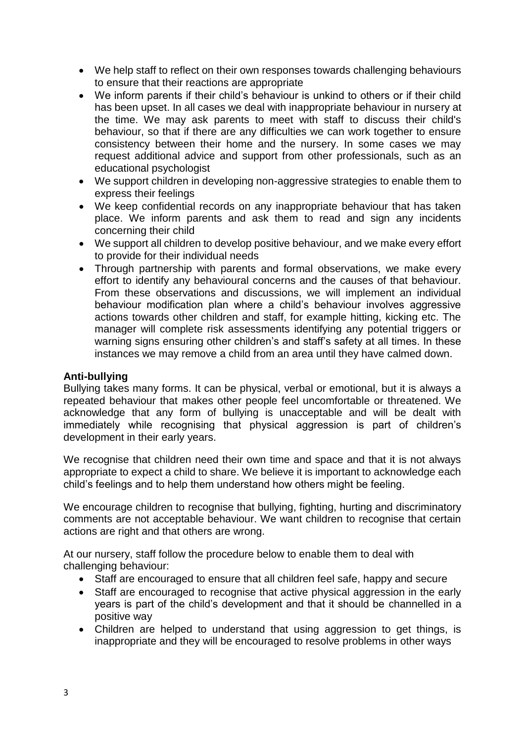- We help staff to reflect on their own responses towards challenging behaviours to ensure that their reactions are appropriate
- We inform parents if their child's behaviour is unkind to others or if their child has been upset. In all cases we deal with inappropriate behaviour in nursery at the time. We may ask parents to meet with staff to discuss their child's behaviour, so that if there are any difficulties we can work together to ensure consistency between their home and the nursery. In some cases we may request additional advice and support from other professionals, such as an educational psychologist
- We support children in developing non-aggressive strategies to enable them to express their feelings
- We keep confidential records on any inappropriate behaviour that has taken place. We inform parents and ask them to read and sign any incidents concerning their child
- We support all children to develop positive behaviour, and we make every effort to provide for their individual needs
- Through partnership with parents and formal observations, we make every effort to identify any behavioural concerns and the causes of that behaviour. From these observations and discussions, we will implement an individual behaviour modification plan where a child's behaviour involves aggressive actions towards other children and staff, for example hitting, kicking etc. The manager will complete risk assessments identifying any potential triggers or warning signs ensuring other children's and staff's safety at all times. In these instances we may remove a child from an area until they have calmed down.

**Anti-bullying**

Bullying takes many forms. It can be physical, verbal or emotional, but it is always a repeated behaviour that makes other people feel uncomfortable or threatened. We acknowledge that any form of bullying is unacceptable and will be dealt with immediately while recognising that physical aggression is part of children's development in their early years.

We recognise that children need their own time and space and that it is not always appropriate to expect a child to share. We believe it is important to acknowledge each child's feelings and to help them understand how others might be feeling.

We encourage children to recognise that bullying, fighting, hurting and discriminatory comments are not acceptable behaviour. We want children to recognise that certain actions are right and that others are wrong.

At our nursery, staff follow the procedure below to enable them to deal with challenging behaviour:

- Staff are encouraged to ensure that all children feel safe, happy and secure
- Staff are encouraged to recognise that active physical aggression in the early years is part of the child's development and that it should be channelled in a positive way
- Children are helped to understand that using aggression to get things, is inappropriate and they will be encouraged to resolve problems in other ways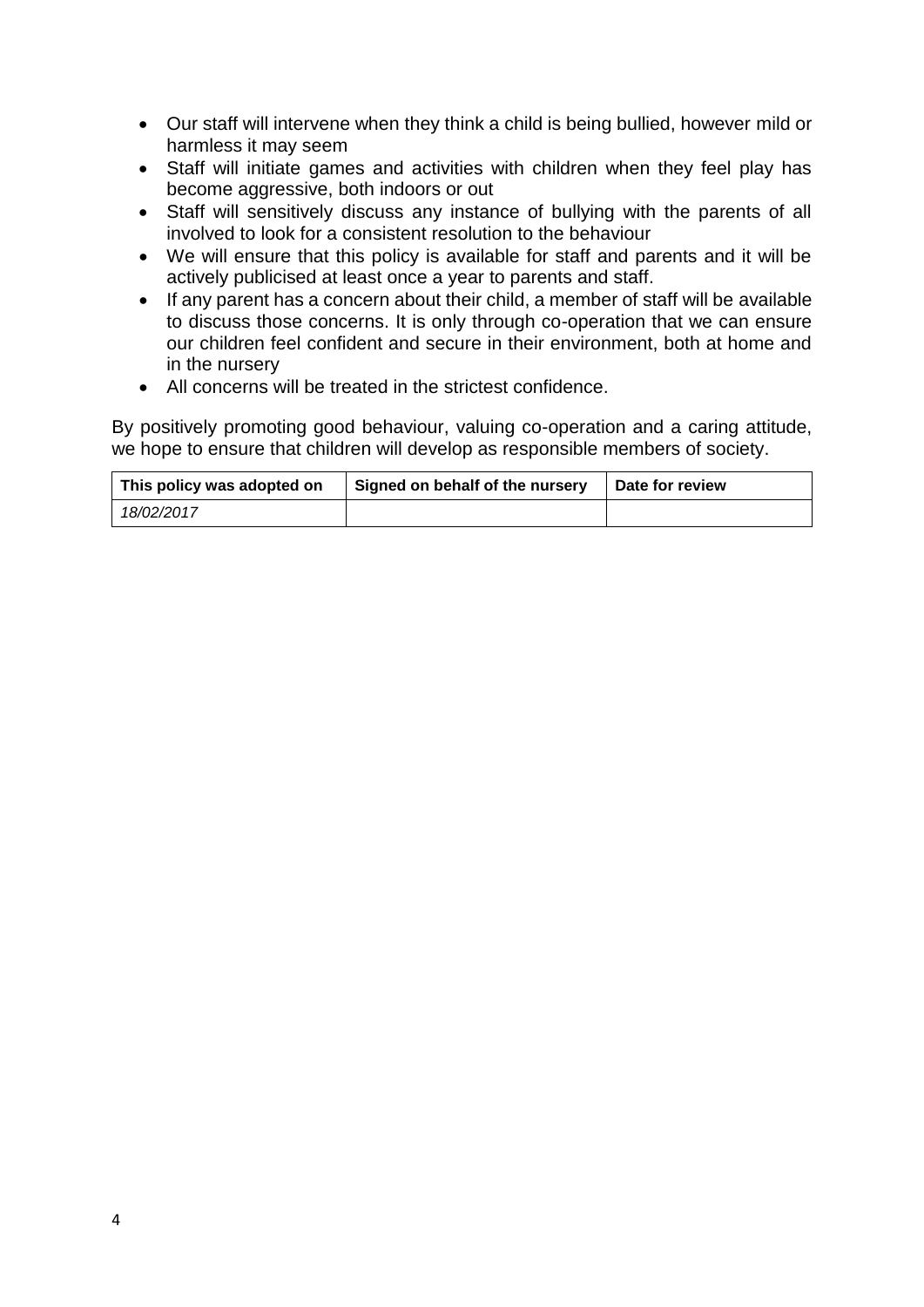- Our staff will intervene when they think a child is being bullied, however mild or harmless it may seem
- Staff will initiate games and activities with children when they feel play has become aggressive, both indoors or out
- Staff will sensitively discuss any instance of bullying with the parents of all involved to look for a consistent resolution to the behaviour
- We will ensure that this policy is available for staff and parents and it will be actively publicised at least once a year to parents and staff.
- If any parent has a concern about their child, a member of staff will be available to discuss those concerns. It is only through co-operation that we can ensure our children feel confident and secure in their environment, both at home and in the nursery
- All concerns will be treated in the strictest confidence.

By positively promoting good behaviour, valuing co-operation and a caring attitude, we hope to ensure that children will develop as responsible members of society.

| This policy was adopted on | Signed on behalf of the nursery | Date for review |
|---|---|---|
| *18/02/2017* | | |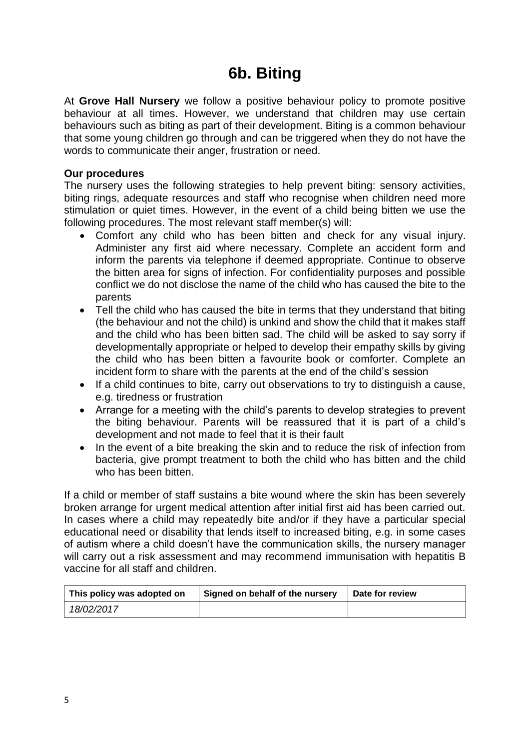# 6b. Biting

At **Grove Hall Nursery** we follow a positive behaviour policy to promote positive behaviour at all times. However, we understand that children may use certain behaviours such as biting as part of their development. Biting is a common behaviour that some young children go through and can be triggered when they do not have the words to communicate their anger, frustration or need.

**Our procedures**

The nursery uses the following strategies to help prevent biting: sensory activities, biting rings, adequate resources and staff who recognise when children need more stimulation or quiet times. However, in the event of a child being bitten we use the following procedures. The most relevant staff member(s) will:

- Comfort any child who has been bitten and check for any visual injury. Administer any first aid where necessary. Complete an accident form and inform the parents via telephone if deemed appropriate. Continue to observe the bitten area for signs of infection. For confidentiality purposes and possible conflict we do not disclose the name of the child who has caused the bite to the parents
- Tell the child who has caused the bite in terms that they understand that biting (the behaviour and not the child) is unkind and show the child that it makes staff and the child who has been bitten sad. The child will be asked to say sorry if developmentally appropriate or helped to develop their empathy skills by giving the child who has been bitten a favourite book or comforter. Complete an incident form to share with the parents at the end of the child's session
- If a child continues to bite, carry out observations to try to distinguish a cause, e.g. tiredness or frustration
- Arrange for a meeting with the child's parents to develop strategies to prevent the biting behaviour. Parents will be reassured that it is part of a child's development and not made to feel that it is their fault
- In the event of a bite breaking the skin and to reduce the risk of infection from bacteria, give prompt treatment to both the child who has bitten and the child who has been bitten.

If a child or member of staff sustains a bite wound where the skin has been severely broken arrange for urgent medical attention after initial first aid has been carried out. In cases where a child may repeatedly bite and/or if they have a particular special educational need or disability that lends itself to increased biting, e.g. in some cases of autism where a child doesn't have the communication skills, the nursery manager will carry out a risk assessment and may recommend immunisation with hepatitis B vaccine for all staff and children.

| This policy was adopted on | Signed on behalf of the nursery | Date for review |
|---|---|---|
| *18/02/2017* | | |